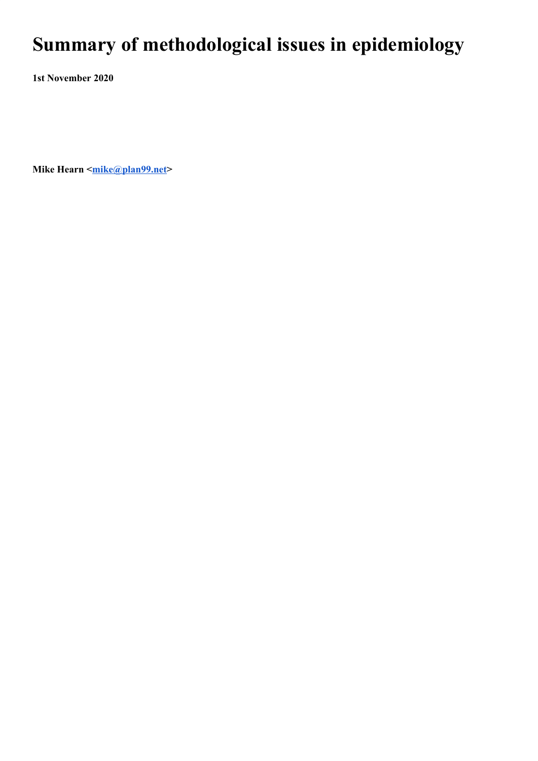# Summary of methodological issues in epidemiology

**1st November 2020**

**Mike Hearn <[mike@plan99.net](mailto:mike@plan99.net)>**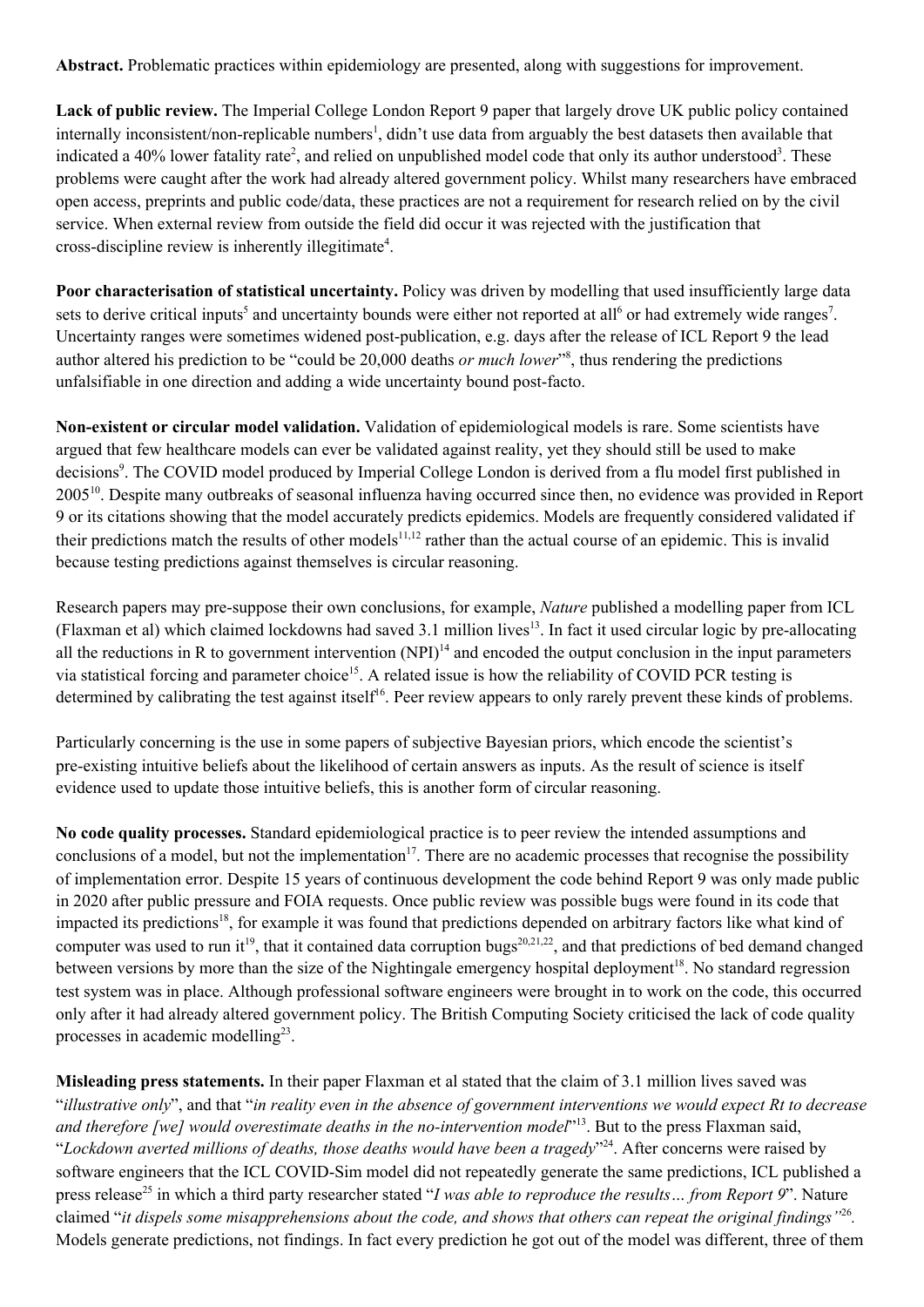**Abstract.** Problematic practices within epidemiology are presented, along with suggestions for improvement.

**Lack of public review.** The Imperial College London Report 9 paper that largely drove UK public policy contained internally inconsistent/non-replicable numbers[1], didn't use data from arguably the best datasets then available that indicated a 40% lower fatality rate[2], and relied on unpublished model code that only its author understood[3]. These problems were caught after the work had already altered government policy. Whilst many researchers have embraced open access, preprints and public code/data, these practices are not a requirement for research relied on by the civil service. When external review from outside the field did occur it was rejected with the justification that cross-discipline review is inherently illegitimate[4].

**Poor characterisation of statistical uncertainty.** Policy was driven by modelling that used insufficiently large data sets to derive critical inputs[5] and uncertainty bounds were either not reported at all[6] or had extremely wide ranges[7]. Uncertainty ranges were sometimes widened post-publication, e.g. days after the release of ICL Report 9 the lead author altered his prediction to be "could be 20,000 deaths *or much lower*"[8], thus rendering the predictions unfalsifiable in one direction and adding a wide uncertainty bound post-facto.

**Non-existent or circular model validation.** Validation of epidemiological models is rare. Some scientists have argued that few healthcare models can ever be validated against reality, yet they should still be used to make decisions[9]. The COVID model produced by Imperial College London is derived from a flu model first published in 2005[10]. Despite many outbreaks of seasonal influenza having occurred since then, no evidence was provided in Report 9 or its citations showing that the model accurately predicts epidemics. Models are frequently considered validated if their predictions match the results of other models[11,12] rather than the actual course of an epidemic. This is invalid because testing predictions against themselves is circular reasoning.

Research papers may pre-suppose their own conclusions, for example, *Nature* published a modelling paper from ICL (Flaxman et al) which claimed lockdowns had saved 3.1 million lives[13]. In fact it used circular logic by pre-allocating all the reductions in R to government intervention (NPI)[14] and encoded the output conclusion in the input parameters via statistical forcing and parameter choice[15]. A related issue is how the reliability of COVID PCR testing is determined by calibrating the test against itself[16]. Peer review appears to only rarely prevent these kinds of problems.

Particularly concerning is the use in some papers of subjective Bayesian priors, which encode the scientist's pre-existing intuitive beliefs about the likelihood of certain answers as inputs. As the result of science is itself evidence used to update those intuitive beliefs, this is another form of circular reasoning.

**No code quality processes.** Standard epidemiological practice is to peer review the intended assumptions and conclusions of a model, but not the implementation[17]. There are no academic processes that recognise the possibility of implementation error. Despite 15 years of continuous development the code behind Report 9 was only made public in 2020 after public pressure and FOIA requests. Once public review was possible bugs were found in its code that impacted its predictions[18], for example it was found that predictions depended on arbitrary factors like what kind of computer was used to run it[19], that it contained data corruption bugs[20,21,22], and that predictions of bed demand changed between versions by more than the size of the Nightingale emergency hospital deployment[18]. No standard regression test system was in place. Although professional software engineers were brought in to work on the code, this occurred only after it had already altered government policy. The British Computing Society criticised the lack of code quality processes in academic modelling[23].

**Misleading press statements.** In their paper Flaxman et al stated that the claim of 3.1 million lives saved was "*illustrative only*", and that "*in reality even in the absence of government interventions we would expect Rt to decrease and therefore [we] would overestimate deaths in the no-intervention model*"[13]. But to the press Flaxman said, "*Lockdown averted millions of deaths, those deaths would have been a tragedy*"[24]. After concerns were raised by software engineers that the ICL COVID-Sim model did not repeatedly generate the same predictions, ICL published a press release[25] in which a third party researcher stated "*I was able to reproduce the results… from Report 9*". Nature claimed "*it dispels some misapprehensions about the code, and shows that others can repeat the original findings*"[26]. Models generate predictions, not findings. In fact every prediction he got out of the model was different, three of them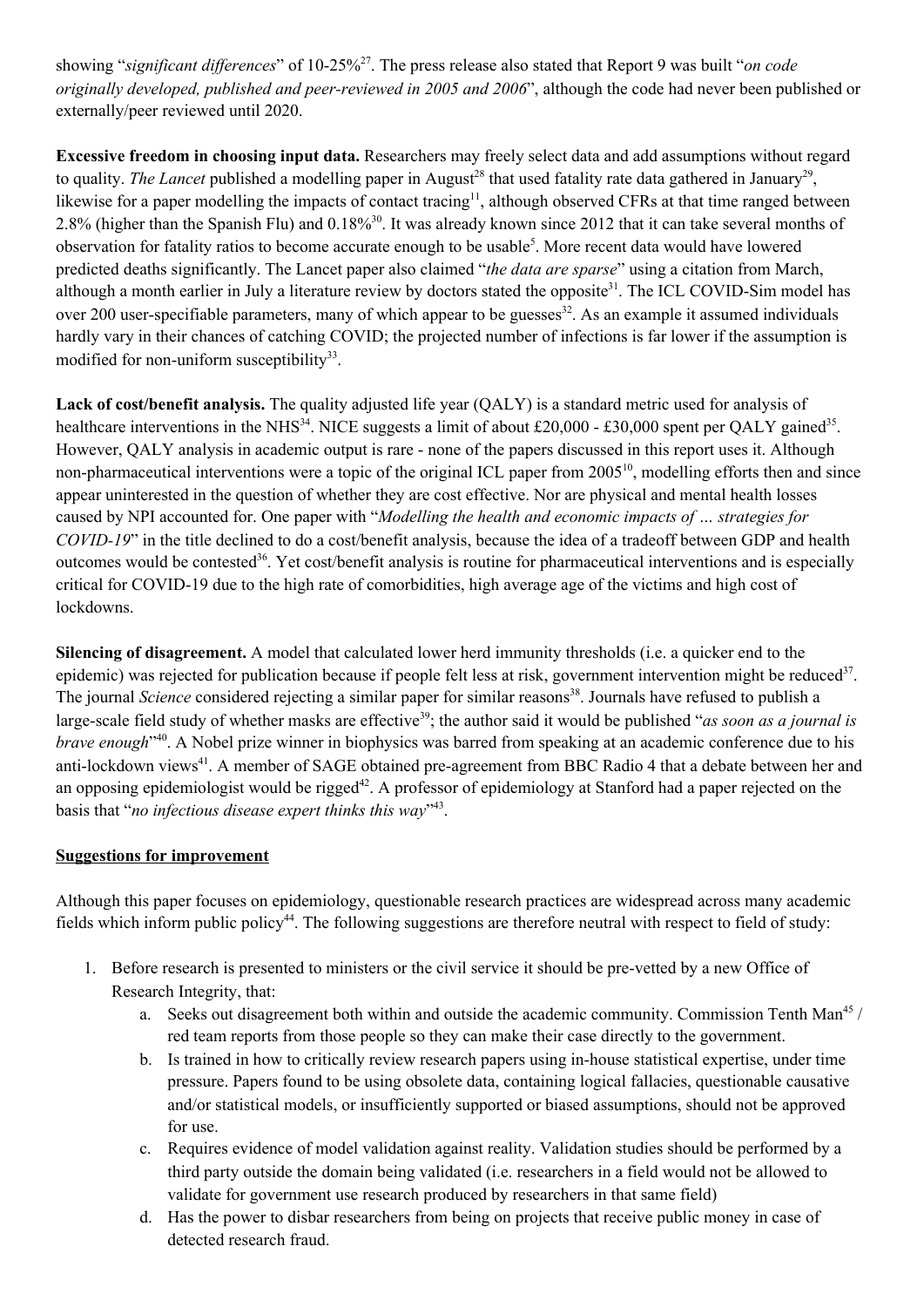showing "*significant differences*" of 10-25%[27]. The press release also stated that Report 9 was built "*on code originally developed, published and peer-reviewed in 2005 and 2006*", although the code had never been published or externally/peer reviewed until 2020.

**Excessive freedom in choosing input data.** Researchers may freely select data and add assumptions without regard to quality. *The Lancet* published a modelling paper in August[28] that used fatality rate data gathered in January[29], likewise for a paper modelling the impacts of contact tracing[11], although observed CFRs at that time ranged between 2.8% (higher than the Spanish Flu) and 0.18%[30]. It was already known since 2012 that it can take several months of observation for fatality ratios to become accurate enough to be usable[5]. More recent data would have lowered predicted deaths significantly. The Lancet paper also claimed "*the data are sparse*" using a citation from March, although a month earlier in July a literature review by doctors stated the opposite[31]. The ICL COVID-Sim model has over 200 user-specifiable parameters, many of which appear to be guesses[32]. As an example it assumed individuals hardly vary in their chances of catching COVID; the projected number of infections is far lower if the assumption is modified for non-uniform susceptibility[33].

**Lack of cost/benefit analysis.** The quality adjusted life year (QALY) is a standard metric used for analysis of healthcare interventions in the NHS[34]. NICE suggests a limit of about £20,000 - £30,000 spent per QALY gained[35]. However, QALY analysis in academic output is rare - none of the papers discussed in this report uses it. Although non-pharmaceutical interventions were a topic of the original ICL paper from 2005[10], modelling efforts then and since appear uninterested in the question of whether they are cost effective. Nor are physical and mental health losses caused by NPI accounted for. One paper with "*Modelling the health and economic impacts of … strategies for COVID-19*" in the title declined to do a cost/benefit analysis, because the idea of a tradeoff between GDP and health outcomes would be contested[36]. Yet cost/benefit analysis is routine for pharmaceutical interventions and is especially critical for COVID-19 due to the high rate of comorbidities, high average age of the victims and high cost of lockdowns.

**Silencing of disagreement.** A model that calculated lower herd immunity thresholds (i.e. a quicker end to the epidemic) was rejected for publication because if people felt less at risk, government intervention might be reduced[37]. The journal *Science* considered rejecting a similar paper for similar reasons[38]. Journals have refused to publish a large-scale field study of whether masks are effective[39]; the author said it would be published "*as soon as a journal is brave enough*"[40]. A Nobel prize winner in biophysics was barred from speaking at an academic conference due to his anti-lockdown views[41]. A member of SAGE obtained pre-agreement from BBC Radio 4 that a debate between her and an opposing epidemiologist would be rigged[42]. A professor of epidemiology at Stanford had a paper rejected on the basis that "*no infectious disease expert thinks this way*"[43].

## Suggestions for improvement

Although this paper focuses on epidemiology, questionable research practices are widespread across many academic fields which inform public policy[44]. The following suggestions are therefore neutral with respect to field of study:

1. Before research is presented to ministers or the civil service it should be pre-vetted by a new Office of Research Integrity, that:
   a. Seeks out disagreement both within and outside the academic community. Commission Tenth Man[45] / red team reports from those people so they can make their case directly to the government.
   b. Is trained in how to critically review research papers using in-house statistical expertise, under time pressure. Papers found to be using obsolete data, containing logical fallacies, questionable causative and/or statistical models, or insufficiently supported or biased assumptions, should not be approved for use.
   c. Requires evidence of model validation against reality. Validation studies should be performed by a third party outside the domain being validated (i.e. researchers in a field would not be allowed to validate for government use research produced by researchers in that same field)
   d. Has the power to disbar researchers from being on projects that receive public money in case of detected research fraud.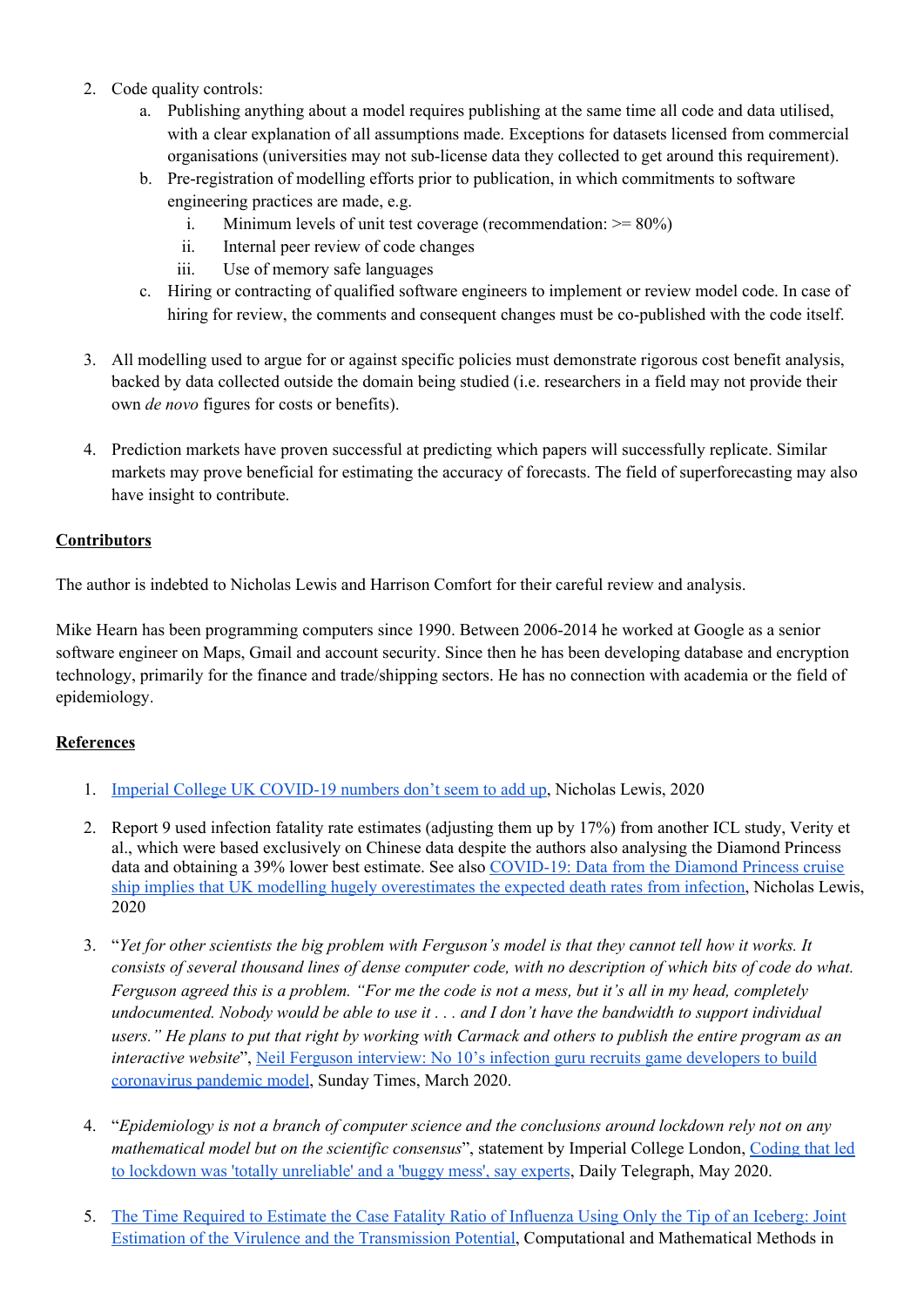2. Code quality controls:
    a. Publishing anything about a model requires publishing at the same time all code and data utilised, with a clear explanation of all assumptions made. Exceptions for datasets licensed from commercial organisations (universities may not sub-license data they collected to get around this requirement).
    b. Pre-registration of modelling efforts prior to publication, in which commitments to software engineering practices are made, e.g.
        i. Minimum levels of unit test coverage (recommendation: >= 80%)
        ii. Internal peer review of code changes
        iii. Use of memory safe languages
    c. Hiring or contracting of qualified software engineers to implement or review model code. In case of hiring for review, the comments and consequent changes must be co-published with the code itself.

3. All modelling used to argue for or against specific policies must demonstrate rigorous cost benefit analysis, backed by data collected outside the domain being studied (i.e. researchers in a field may not provide their own *de novo* figures for costs or benefits).

4. Prediction markets have proven successful at predicting which papers will successfully replicate. Similar markets may prove beneficial for estimating the accuracy of forecasts. The field of superforecasting may also have insight to contribute.

## Contributors

The author is indebted to Nicholas Lewis and Harrison Comfort for their careful review and analysis.

Mike Hearn has been programming computers since 1990. Between 2006-2014 he worked at Google as a senior software engineer on Maps, Gmail and account security. Since then he has been developing database and encryption technology, primarily for the finance and trade/shipping sectors. He has no connection with academia or the field of epidemiology.

## References

1. Imperial College UK COVID-19 numbers don't seem to add up, Nicholas Lewis, 2020

2. Report 9 used infection fatality rate estimates (adjusting them up by 17%) from another ICL study, Verity et al., which were based exclusively on Chinese data despite the authors also analysing the Diamond Princess data and obtaining a 39% lower best estimate. See also COVID-19: Data from the Diamond Princess cruise ship implies that UK modelling hugely overestimates the expected death rates from infection, Nicholas Lewis, 2020

3. "*Yet for other scientists the big problem with Ferguson's model is that they cannot tell how it works. It consists of several thousand lines of dense computer code, with no description of which bits of code do what. Ferguson agreed this is a problem. "For me the code is not a mess, but it's all in my head, completely undocumented. Nobody would be able to use it . . . and I don't have the bandwidth to support individual users." He plans to put that right by working with Carmack and others to publish the entire program as an interactive website*", Neil Ferguson interview: No 10's infection guru recruits game developers to build coronavirus pandemic model, Sunday Times, March 2020.

4. "*Epidemiology is not a branch of computer science and the conclusions around lockdown rely not on any mathematical model but on the scientific consensus*", statement by Imperial College London, Coding that led to lockdown was 'totally unreliable' and a 'buggy mess', say experts, Daily Telegraph, May 2020.

5. The Time Required to Estimate the Case Fatality Ratio of Influenza Using Only the Tip of an Iceberg: Joint Estimation of the Virulence and the Transmission Potential, Computational and Mathematical Methods in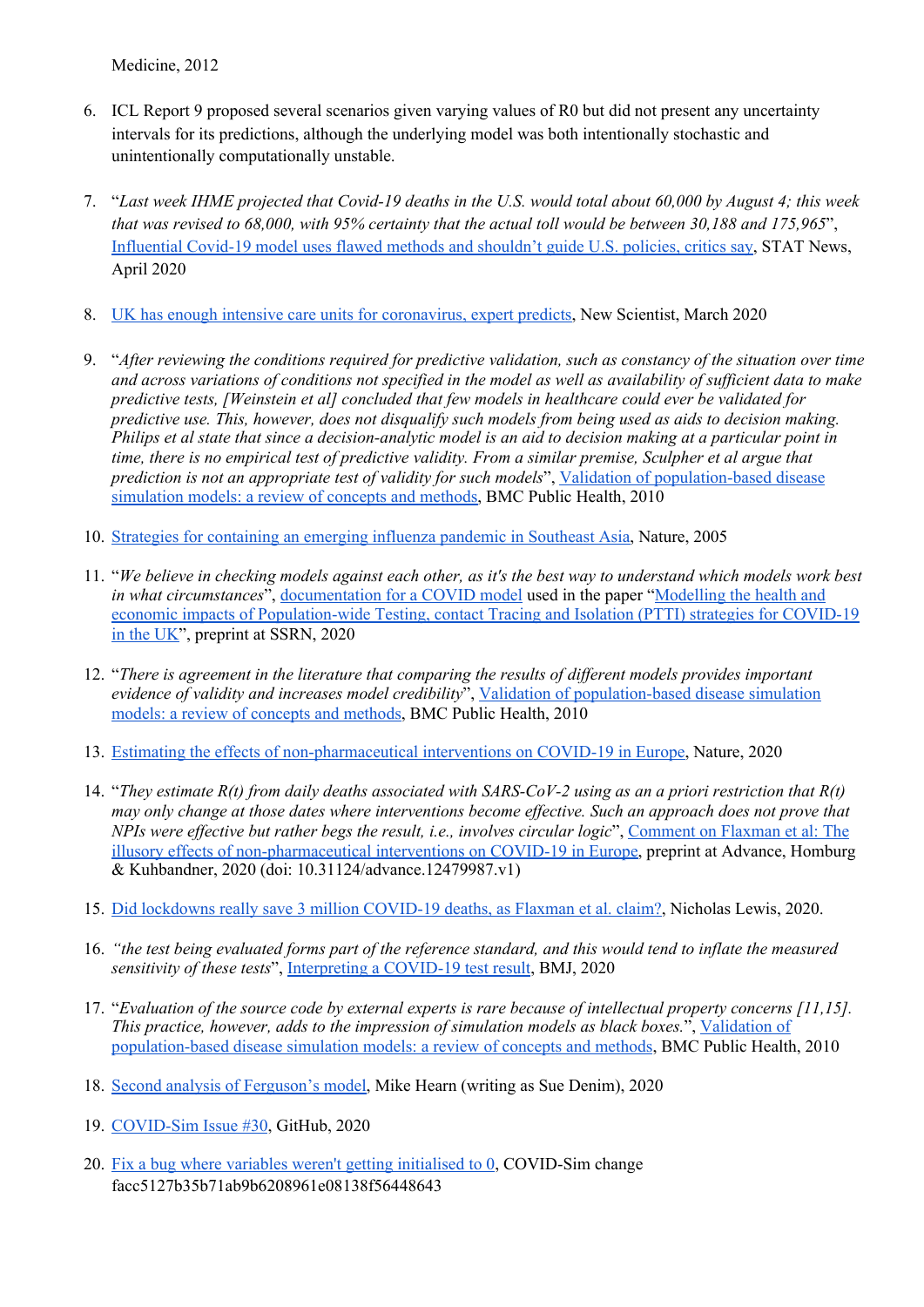Medicine, 2012

6. ICL Report 9 proposed several scenarios given varying values of R0 but did not present any uncertainty intervals for its predictions, although the underlying model was both intentionally stochastic and unintentionally computationally unstable.

7. "*Last week IHME projected that Covid-19 deaths in the U.S. would total about 60,000 by August 4; this week that was revised to 68,000, with 95% certainty that the actual toll would be between 30,188 and 175,965*", Influential Covid-19 model uses flawed methods and shouldn't guide U.S. policies, critics say, STAT News, April 2020

8. UK has enough intensive care units for coronavirus, expert predicts, New Scientist, March 2020

9. "*After reviewing the conditions required for predictive validation, such as constancy of the situation over time and across variations of conditions not specified in the model as well as availability of sufficient data to make predictive tests, [Weinstein et al] concluded that few models in healthcare could ever be validated for predictive use. This, however, does not disqualify such models from being used as aids to decision making. Philips et al state that since a decision-analytic model is an aid to decision making at a particular point in time, there is no empirical test of predictive validity. From a similar premise, Sculpher et al argue that prediction is not an appropriate test of validity for such models*", Validation of population-based disease simulation models: a review of concepts and methods, BMC Public Health, 2010

10. Strategies for containing an emerging influenza pandemic in Southeast Asia, Nature, 2005

11. "*We believe in checking models against each other, as it's the best way to understand which models work best in what circumstances*", documentation for a COVID model used in the paper "Modelling the health and economic impacts of Population-wide Testing, contact Tracing and Isolation (PTTI) strategies for COVID-19 in the UK", preprint at SSRN, 2020

12. "*There is agreement in the literature that comparing the results of different models provides important evidence of validity and increases model credibility*", Validation of population-based disease simulation models: a review of concepts and methods, BMC Public Health, 2010

13. Estimating the effects of non-pharmaceutical interventions on COVID-19 in Europe, Nature, 2020

14. "*They estimate R(t) from daily deaths associated with SARS-CoV-2 using as an a priori restriction that R(t) may only change at those dates where interventions become effective. Such an approach does not prove that NPIs were effective but rather begs the result, i.e., involves circular logic*", Comment on Flaxman et al: The illusory effects of non-pharmaceutical interventions on COVID-19 in Europe, preprint at Advance, Homburg & Kuhbandner, 2020 (doi: 10.31124/advance.12479987.v1)

15. Did lockdowns really save 3 million COVID-19 deaths, as Flaxman et al. claim?, Nicholas Lewis, 2020.

16. "*the test being evaluated forms part of the reference standard, and this would tend to inflate the measured sensitivity of these tests*", Interpreting a COVID-19 test result, BMJ, 2020

17. "*Evaluation of the source code by external experts is rare because of intellectual property concerns [11,15]. This practice, however, adds to the impression of simulation models as black boxes.*", Validation of population-based disease simulation models: a review of concepts and methods, BMC Public Health, 2010

18. Second analysis of Ferguson's model, Mike Hearn (writing as Sue Denim), 2020

19. COVID-Sim Issue #30, GitHub, 2020

20. Fix a bug where variables weren't getting initialised to 0, COVID-Sim change facc5127b35b71ab9b6208961e08138f56448643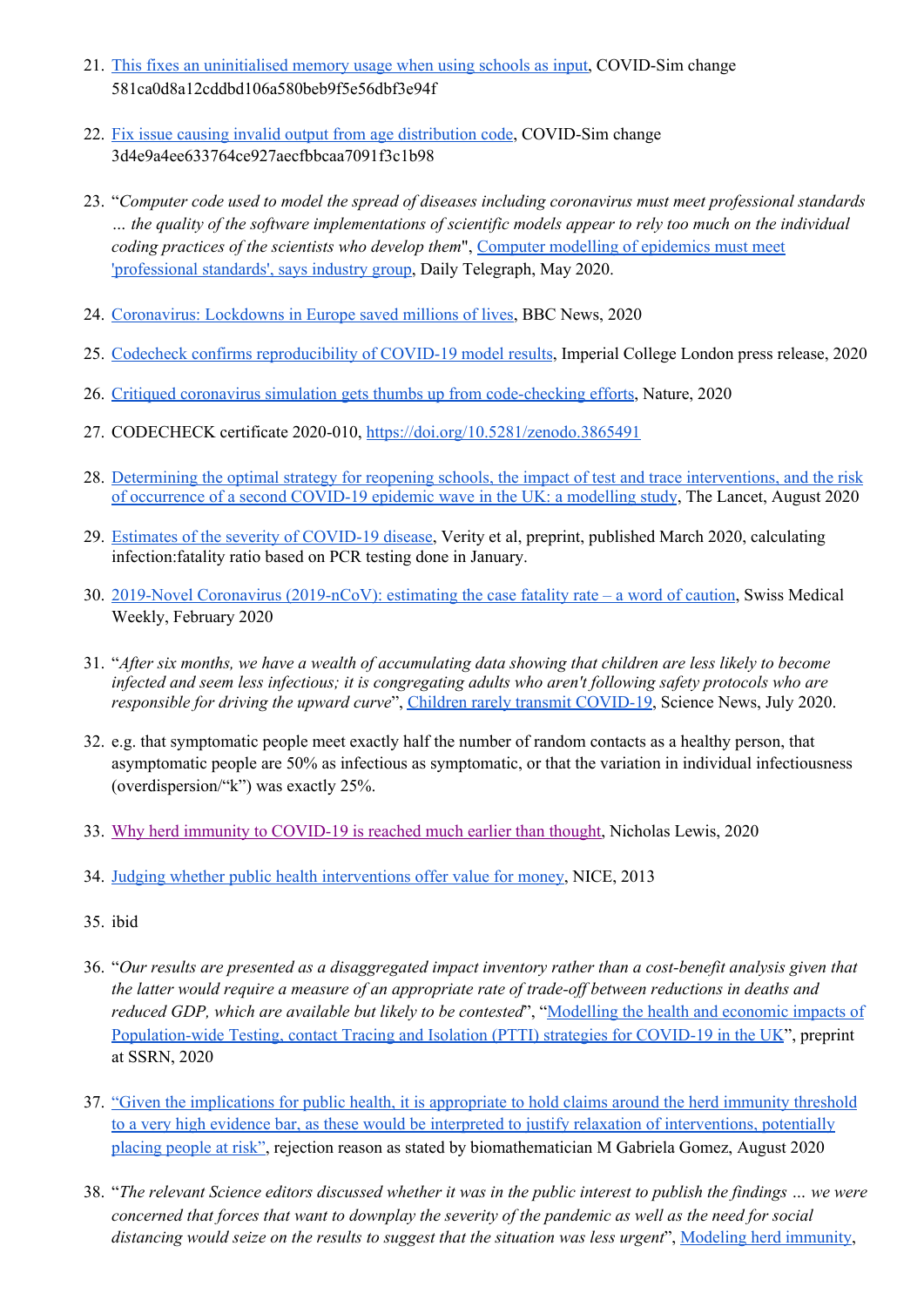21. This fixes an uninitialised memory usage when using schools as input, COVID-Sim change 581ca0d8a12cddbd106a580beb9f5e56dbf3e94f

22. Fix issue causing invalid output from age distribution code, COVID-Sim change 3d4e9a4ee633764ce927aecfbbcaa7091f3c1b98

23. "*Computer code used to model the spread of diseases including coronavirus must meet professional standards … the quality of the software implementations of scientific models appear to rely too much on the individual coding practices of the scientists who develop them*", Computer modelling of epidemics must meet 'professional standards', says industry group, Daily Telegraph, May 2020.

24. Coronavirus: Lockdowns in Europe saved millions of lives, BBC News, 2020

25. Codecheck confirms reproducibility of COVID-19 model results, Imperial College London press release, 2020

26. Critiqued coronavirus simulation gets thumbs up from code-checking efforts, Nature, 2020

27. CODECHECK certificate 2020-010, https://doi.org/10.5281/zenodo.3865491

28. Determining the optimal strategy for reopening schools, the impact of test and trace interventions, and the risk of occurrence of a second COVID-19 epidemic wave in the UK: a modelling study, The Lancet, August 2020

29. Estimates of the severity of COVID-19 disease, Verity et al, preprint, published March 2020, calculating infection:fatality ratio based on PCR testing done in January.

30. 2019-Novel Coronavirus (2019-nCoV): estimating the case fatality rate – a word of caution, Swiss Medical Weekly, February 2020

31. "*After six months, we have a wealth of accumulating data showing that children are less likely to become infected and seem less infectious; it is congregating adults who aren't following safety protocols who are responsible for driving the upward curve*", Children rarely transmit COVID-19, Science News, July 2020.

32. e.g. that symptomatic people meet exactly half the number of random contacts as a healthy person, that asymptomatic people are 50% as infectious as symptomatic, or that the variation in individual infectiousness (overdispersion/"k") was exactly 25%.

33. Why herd immunity to COVID-19 is reached much earlier than thought, Nicholas Lewis, 2020

34. Judging whether public health interventions offer value for money, NICE, 2013

35. ibid

36. "*Our results are presented as a disaggregated impact inventory rather than a cost-benefit analysis given that the latter would require a measure of an appropriate rate of trade-off between reductions in deaths and reduced GDP, which are available but likely to be contested*", "Modelling the health and economic impacts of Population-wide Testing, contact Tracing and Isolation (PTTI) strategies for COVID-19 in the UK", preprint at SSRN, 2020

37. "Given the implications for public health, it is appropriate to hold claims around the herd immunity threshold to a very high evidence bar, as these would be interpreted to justify relaxation of interventions, potentially placing people at risk", rejection reason as stated by biomathematician M Gabriela Gomez, August 2020

38. "*The relevant Science editors discussed whether it was in the public interest to publish the findings … we were concerned that forces that want to downplay the severity of the pandemic as well as the need for social distancing would seize on the results to suggest that the situation was less urgent*", Modeling herd immunity,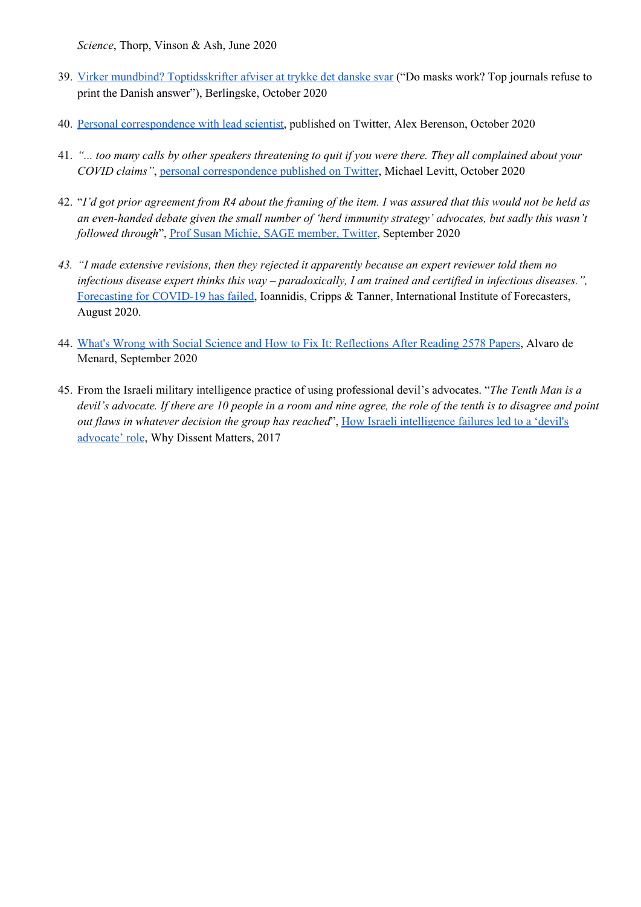*Science*, Thorp, Vinson & Ash, June 2020

39. Virker mundbind? Toptidsskrifter afviser at trykke det danske svar ("Do masks work? Top journals refuse to print the Danish answer"), Berlingske, October 2020

40. Personal correspondence with lead scientist, published on Twitter, Alex Berenson, October 2020

41. *"... too many calls by other speakers threatening to quit if you were there. They all complained about your COVID claims"*, personal correspondence published on Twitter, Michael Levitt, October 2020

42. "*I'd got prior agreement from R4 about the framing of the item. I was assured that this would not be held as an even-handed debate given the small number of 'herd immunity strategy' advocates, but sadly this wasn't followed through*", Prof Susan Michie, SAGE member, Twitter, September 2020

43. *"I made extensive revisions, then they rejected it apparently because an expert reviewer told them no infectious disease expert thinks this way – paradoxically, I am trained and certified in infectious diseases.",* Forecasting for COVID-19 has failed, Ioannidis, Cripps & Tanner, International Institute of Forecasters, August 2020.

44. What's Wrong with Social Science and How to Fix It: Reflections After Reading 2578 Papers, Alvaro de Menard, September 2020

45. From the Israeli military intelligence practice of using professional devil's advocates. "*The Tenth Man is a devil's advocate. If there are 10 people in a room and nine agree, the role of the tenth is to disagree and point out flaws in whatever decision the group has reached*", How Israeli intelligence failures led to a 'devil's advocate' role, Why Dissent Matters, 2017